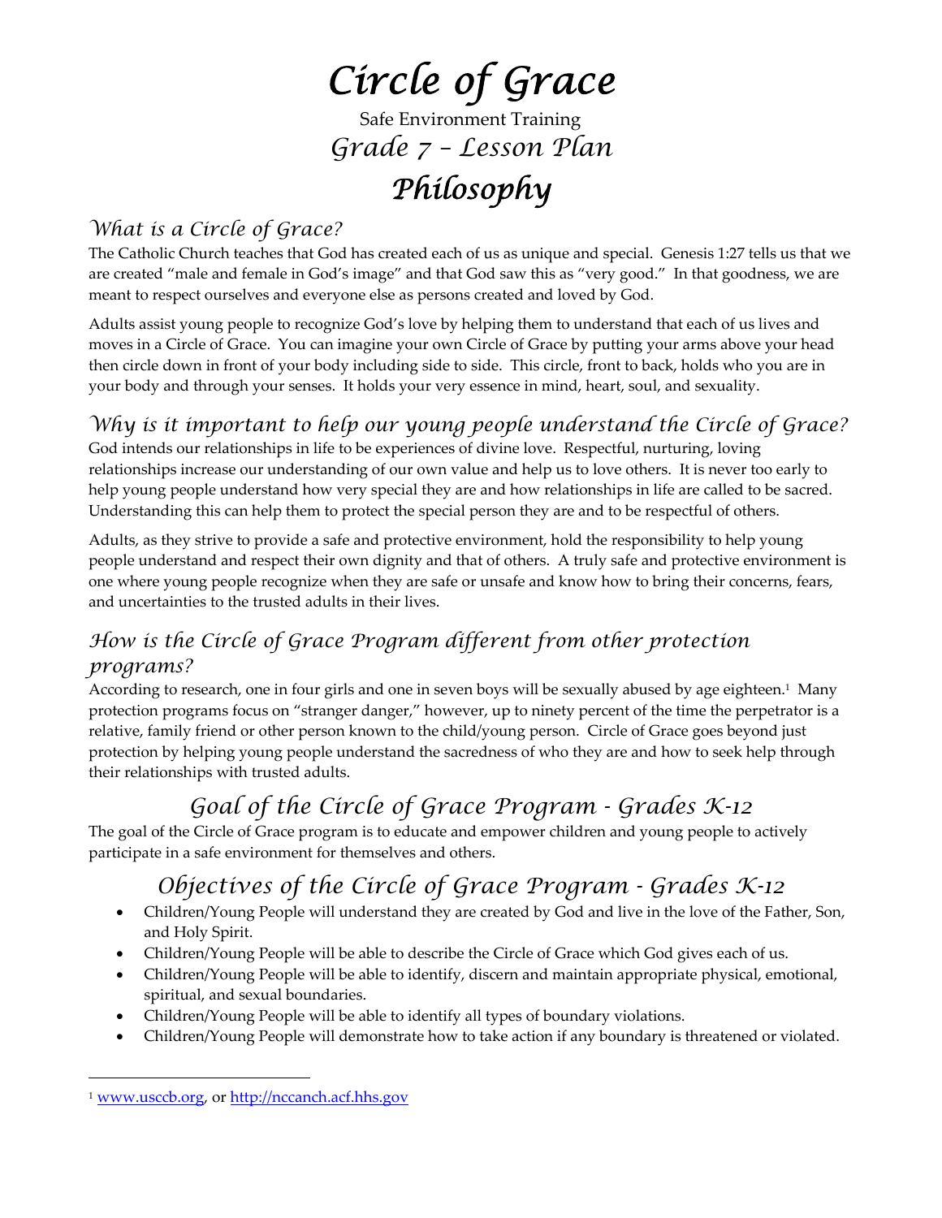# Circle of Grace

Safe Environment Training

## Grade 7 – Lesson Plan

# Philosophy

### What is a Circle of Grace?

The Catholic Church teaches that God has created each of us as unique and special. Genesis 1:27 tells us that we are created "male and female in God's image" and that God saw this as "very good." In that goodness, we are meant to respect ourselves and everyone else as persons created and loved by God.

Adults assist young people to recognize God's love by helping them to understand that each of us lives and moves in a Circle of Grace. You can imagine your own Circle of Grace by putting your arms above your head then circle down in front of your body including side to side. This circle, front to back, holds who you are in your body and through your senses. It holds your very essence in mind, heart, soul, and sexuality.

### Why is it important to help our young people understand the Circle of Grace?

God intends our relationships in life to be experiences of divine love. Respectful, nurturing, loving relationships increase our understanding of our own value and help us to love others. It is never too early to help young people understand how very special they are and how relationships in life are called to be sacred. Understanding this can help them to protect the special person they are and to be respectful of others.

Adults, as they strive to provide a safe and protective environment, hold the responsibility to help young people understand and respect their own dignity and that of others. A truly safe and protective environment is one where young people recognize when they are safe or unsafe and know how to bring their concerns, fears, and uncertainties to the trusted adults in their lives.

### How is the Circle of Grace Program different from other protection programs?

According to research, one in four girls and one in seven boys will be sexually abused by age eighteen.[1] Many protection programs focus on "stranger danger," however, up to ninety percent of the time the perpetrator is a relative, family friend or other person known to the child/young person. Circle of Grace goes beyond just protection by helping young people understand the sacredness of who they are and how to seek help through their relationships with trusted adults.

## Goal of the Circle of Grace Program - Grades K-12

The goal of the Circle of Grace program is to educate and empower children and young people to actively participate in a safe environment for themselves and others.

## Objectives of the Circle of Grace Program - Grades K-12

- Children/Young People will understand they are created by God and live in the love of the Father, Son, and Holy Spirit.
- Children/Young People will be able to describe the Circle of Grace which God gives each of us.
- Children/Young People will be able to identify, discern and maintain appropriate physical, emotional, spiritual, and sexual boundaries.
- Children/Young People will be able to identify all types of boundary violations.
- Children/Young People will demonstrate how to take action if any boundary is threatened or violated.

---

[1] www.usccb.org, or http://nccanch.acf.hhs.gov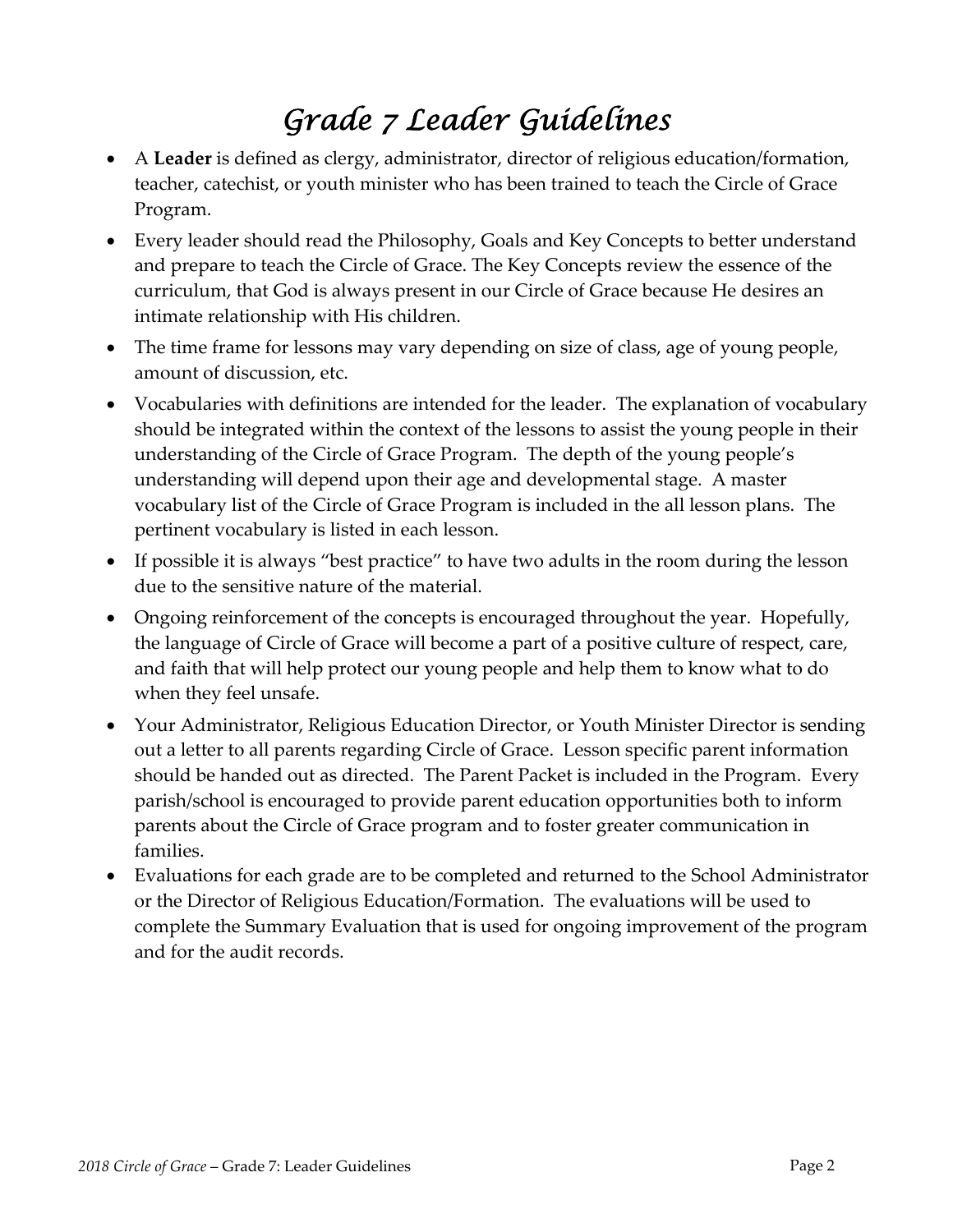# *Grade 7 Leader Guidelines*

- A **Leader** is defined as clergy, administrator, director of religious education/formation, teacher, catechist, or youth minister who has been trained to teach the Circle of Grace Program.
- Every leader should read the Philosophy, Goals and Key Concepts to better understand and prepare to teach the Circle of Grace. The Key Concepts review the essence of the curriculum, that God is always present in our Circle of Grace because He desires an intimate relationship with His children.
- The time frame for lessons may vary depending on size of class, age of young people, amount of discussion, etc.
- Vocabularies with definitions are intended for the leader. The explanation of vocabulary should be integrated within the context of the lessons to assist the young people in their understanding of the Circle of Grace Program. The depth of the young people's understanding will depend upon their age and developmental stage. A master vocabulary list of the Circle of Grace Program is included in the all lesson plans. The pertinent vocabulary is listed in each lesson.
- If possible it is always "best practice" to have two adults in the room during the lesson due to the sensitive nature of the material.
- Ongoing reinforcement of the concepts is encouraged throughout the year. Hopefully, the language of Circle of Grace will become a part of a positive culture of respect, care, and faith that will help protect our young people and help them to know what to do when they feel unsafe.
- Your Administrator, Religious Education Director, or Youth Minister Director is sending out a letter to all parents regarding Circle of Grace. Lesson specific parent information should be handed out as directed. The Parent Packet is included in the Program. Every parish/school is encouraged to provide parent education opportunities both to inform parents about the Circle of Grace program and to foster greater communication in families.
- Evaluations for each grade are to be completed and returned to the School Administrator or the Director of Religious Education/Formation. The evaluations will be used to complete the Summary Evaluation that is used for ongoing improvement of the program and for the audit records.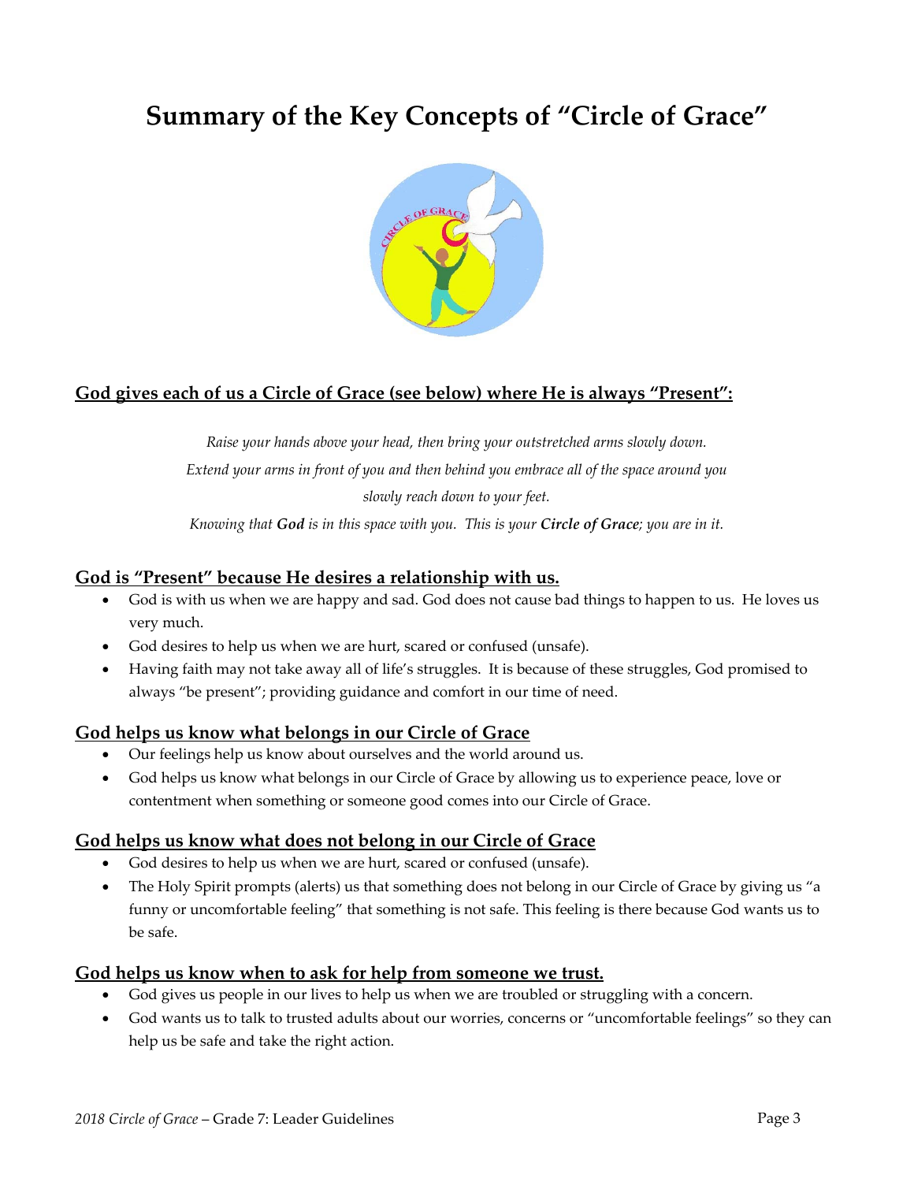# Summary of the Key Concepts of "Circle of Grace"

## God gives each of us a Circle of Grace (see below) where He is always "Present":

*Raise your hands above your head, then bring your outstretched arms slowly down.*
*Extend your arms in front of you and then behind you embrace all of the space around you*
*slowly reach down to your feet.*
*Knowing that **God** is in this space with you. This is your **Circle of Grace**; you are in it.*

## God is "Present" because He desires a relationship with us.

- God is with us when we are happy and sad. God does not cause bad things to happen to us. He loves us very much.
- God desires to help us when we are hurt, scared or confused (unsafe).
- Having faith may not take away all of life's struggles. It is because of these struggles, God promised to always "be present"; providing guidance and comfort in our time of need.

## God helps us know what belongs in our Circle of Grace

- Our feelings help us know about ourselves and the world around us.
- God helps us know what belongs in our Circle of Grace by allowing us to experience peace, love or contentment when something or someone good comes into our Circle of Grace.

## God helps us know what does not belong in our Circle of Grace

- God desires to help us when we are hurt, scared or confused (unsafe).
- The Holy Spirit prompts (alerts) us that something does not belong in our Circle of Grace by giving us "a funny or uncomfortable feeling" that something is not safe. This feeling is there because God wants us to be safe.

## God helps us know when to ask for help from someone we trust.

- God gives us people in our lives to help us when we are troubled or struggling with a concern.
- God wants us to talk to trusted adults about our worries, concerns or "uncomfortable feelings" so they can help us be safe and take the right action.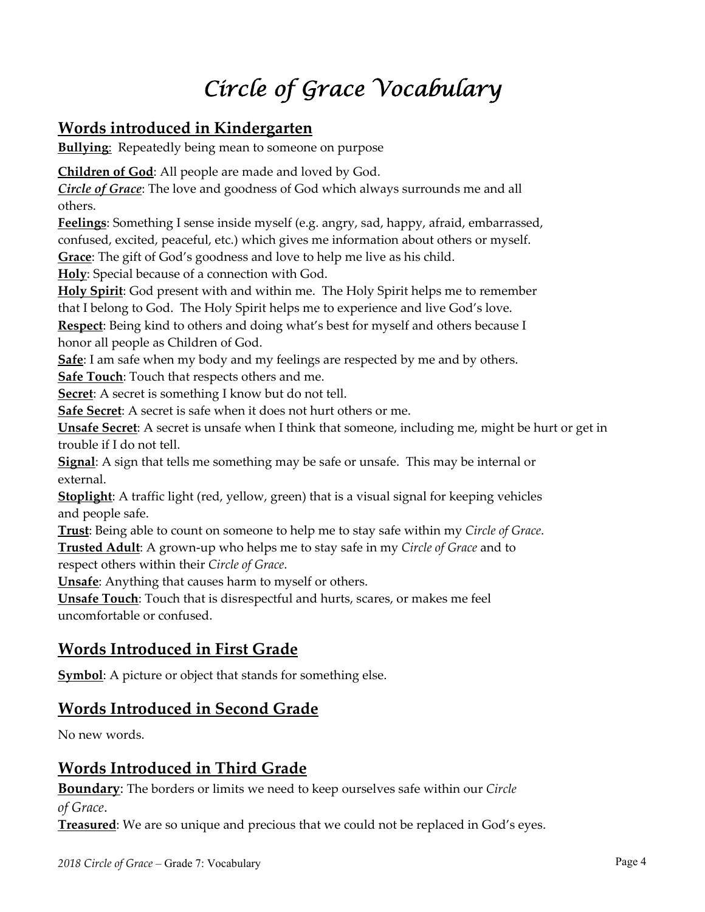# *Circle of Grace Vocabulary*

## Words introduced in Kindergarten

**Bullying**: Repeatedly being mean to someone on purpose

**Children of God**: All people are made and loved by God.

***Circle of Grace***: The love and goodness of God which always surrounds me and all others.

**Feelings**: Something I sense inside myself (e.g. angry, sad, happy, afraid, embarrassed, confused, excited, peaceful, etc.) which gives me information about others or myself.

**Grace**: The gift of God's goodness and love to help me live as his child.

**Holy**: Special because of a connection with God.

**Holy Spirit**: God present with and within me. The Holy Spirit helps me to remember that I belong to God. The Holy Spirit helps me to experience and live God's love.

**Respect**: Being kind to others and doing what's best for myself and others because I honor all people as Children of God.

**Safe**: I am safe when my body and my feelings are respected by me and by others.

**Safe Touch**: Touch that respects others and me.

**Secret**: A secret is something I know but do not tell.

**Safe Secret**: A secret is safe when it does not hurt others or me.

**Unsafe Secret**: A secret is unsafe when I think that someone, including me, might be hurt or get in trouble if I do not tell.

**Signal**: A sign that tells me something may be safe or unsafe. This may be internal or external.

**Stoplight**: A traffic light (red, yellow, green) that is a visual signal for keeping vehicles and people safe.

**Trust**: Being able to count on someone to help me to stay safe within my *Circle of Grace*.

**Trusted Adult**: A grown-up who helps me to stay safe in my *Circle of Grace* and to respect others within their *Circle of Grace*.

**Unsafe**: Anything that causes harm to myself or others.

**Unsafe Touch**: Touch that is disrespectful and hurts, scares, or makes me feel uncomfortable or confused.

## Words Introduced in First Grade

**Symbol**: A picture or object that stands for something else.

## Words Introduced in Second Grade

No new words.

## Words Introduced in Third Grade

**Boundary**: The borders or limits we need to keep ourselves safe within our *Circle of Grace*.

**Treasured**: We are so unique and precious that we could not be replaced in God's eyes.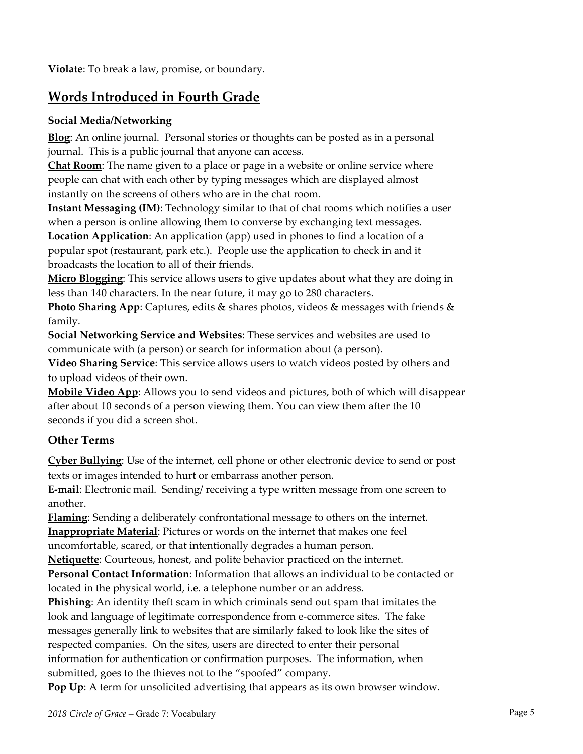**Violate**: To break a law, promise, or boundary.

## Words Introduced in Fourth Grade

### Social Media/Networking

**Blog**: An online journal. Personal stories or thoughts can be posted as in a personal journal. This is a public journal that anyone can access.
**Chat Room**: The name given to a place or page in a website or online service where people can chat with each other by typing messages which are displayed almost instantly on the screens of others who are in the chat room.
**Instant Messaging (IM)**: Technology similar to that of chat rooms which notifies a user when a person is online allowing them to converse by exchanging text messages.
**Location Application**: An application (app) used in phones to find a location of a popular spot (restaurant, park etc.). People use the application to check in and it broadcasts the location to all of their friends.
**Micro Blogging**: This service allows users to give updates about what they are doing in less than 140 characters. In the near future, it may go to 280 characters.
**Photo Sharing App**: Captures, edits & shares photos, videos & messages with friends & family.
**Social Networking Service and Websites**: These services and websites are used to communicate with (a person) or search for information about (a person).
**Video Sharing Service**: This service allows users to watch videos posted by others and to upload videos of their own.
**Mobile Video App**: Allows you to send videos and pictures, both of which will disappear after about 10 seconds of a person viewing them. You can view them after the 10 seconds if you did a screen shot.

### Other Terms

**Cyber Bullying**: Use of the internet, cell phone or other electronic device to send or post texts or images intended to hurt or embarrass another person.
**E-mail**: Electronic mail. Sending/ receiving a type written message from one screen to another.
**Flaming**: Sending a deliberately confrontational message to others on the internet.
**Inappropriate Material**: Pictures or words on the internet that makes one feel uncomfortable, scared, or that intentionally degrades a human person.
**Netiquette**: Courteous, honest, and polite behavior practiced on the internet.
**Personal Contact Information**: Information that allows an individual to be contacted or located in the physical world, i.e. a telephone number or an address.
**Phishing**: An identity theft scam in which criminals send out spam that imitates the look and language of legitimate correspondence from e-commerce sites. The fake messages generally link to websites that are similarly faked to look like the sites of respected companies. On the sites, users are directed to enter their personal information for authentication or confirmation purposes. The information, when submitted, goes to the thieves not to the "spoofed" company.
**Pop Up**: A term for unsolicited advertising that appears as its own browser window.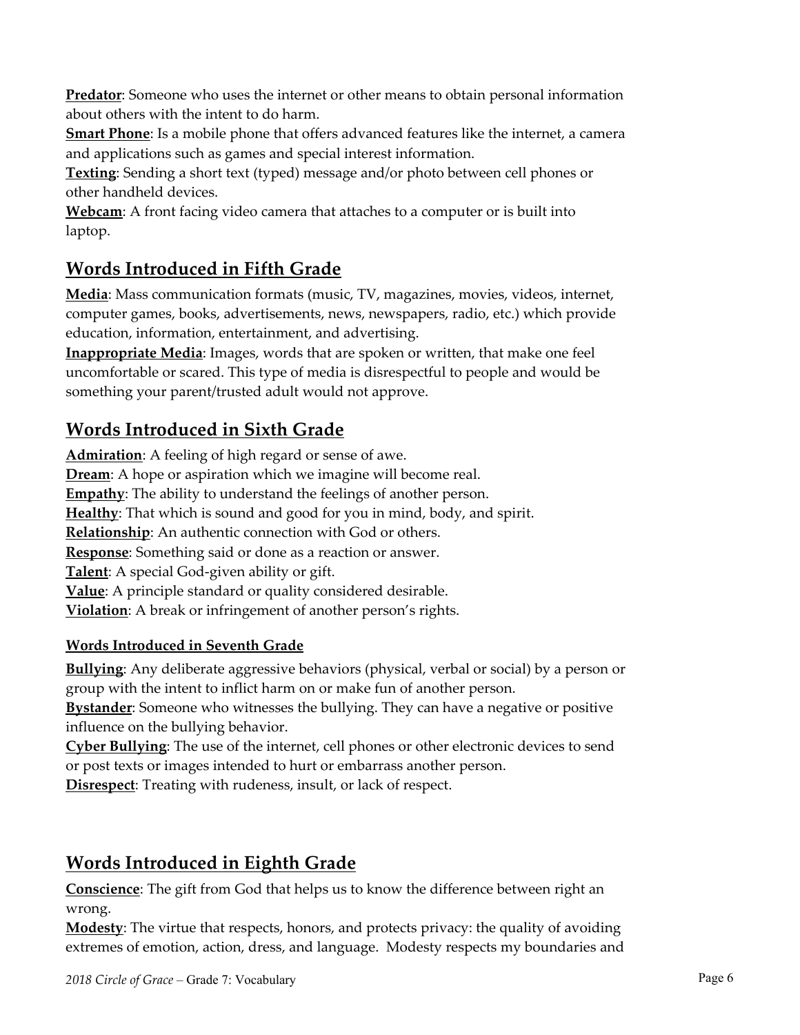**Predator**: Someone who uses the internet or other means to obtain personal information about others with the intent to do harm.
**Smart Phone**: Is a mobile phone that offers advanced features like the internet, a camera and applications such as games and special interest information.
**Texting**: Sending a short text (typed) message and/or photo between cell phones or other handheld devices.
**Webcam**: A front facing video camera that attaches to a computer or is built into laptop.

## Words Introduced in Fifth Grade

**Media**: Mass communication formats (music, TV, magazines, movies, videos, internet, computer games, books, advertisements, news, newspapers, radio, etc.) which provide education, information, entertainment, and advertising.
**Inappropriate Media**: Images, words that are spoken or written, that make one feel uncomfortable or scared. This type of media is disrespectful to people and would be something your parent/trusted adult would not approve.

## Words Introduced in Sixth Grade

**Admiration**: A feeling of high regard or sense of awe.
**Dream**: A hope or aspiration which we imagine will become real.
**Empathy**: The ability to understand the feelings of another person.
**Healthy**: That which is sound and good for you in mind, body, and spirit.
**Relationship**: An authentic connection with God or others.
**Response**: Something said or done as a reaction or answer.
**Talent**: A special God-given ability or gift.
**Value**: A principle standard or quality considered desirable.
**Violation**: A break or infringement of another person's rights.

### Words Introduced in Seventh Grade

**Bullying**: Any deliberate aggressive behaviors (physical, verbal or social) by a person or group with the intent to inflict harm on or make fun of another person.
**Bystander**: Someone who witnesses the bullying. They can have a negative or positive influence on the bullying behavior.
**Cyber Bullying**: The use of the internet, cell phones or other electronic devices to send or post texts or images intended to hurt or embarrass another person.
**Disrespect**: Treating with rudeness, insult, or lack of respect.

## Words Introduced in Eighth Grade

**Conscience**: The gift from God that helps us to know the difference between right an wrong.
**Modesty**: The virtue that respects, honors, and protects privacy: the quality of avoiding extremes of emotion, action, dress, and language. Modesty respects my boundaries and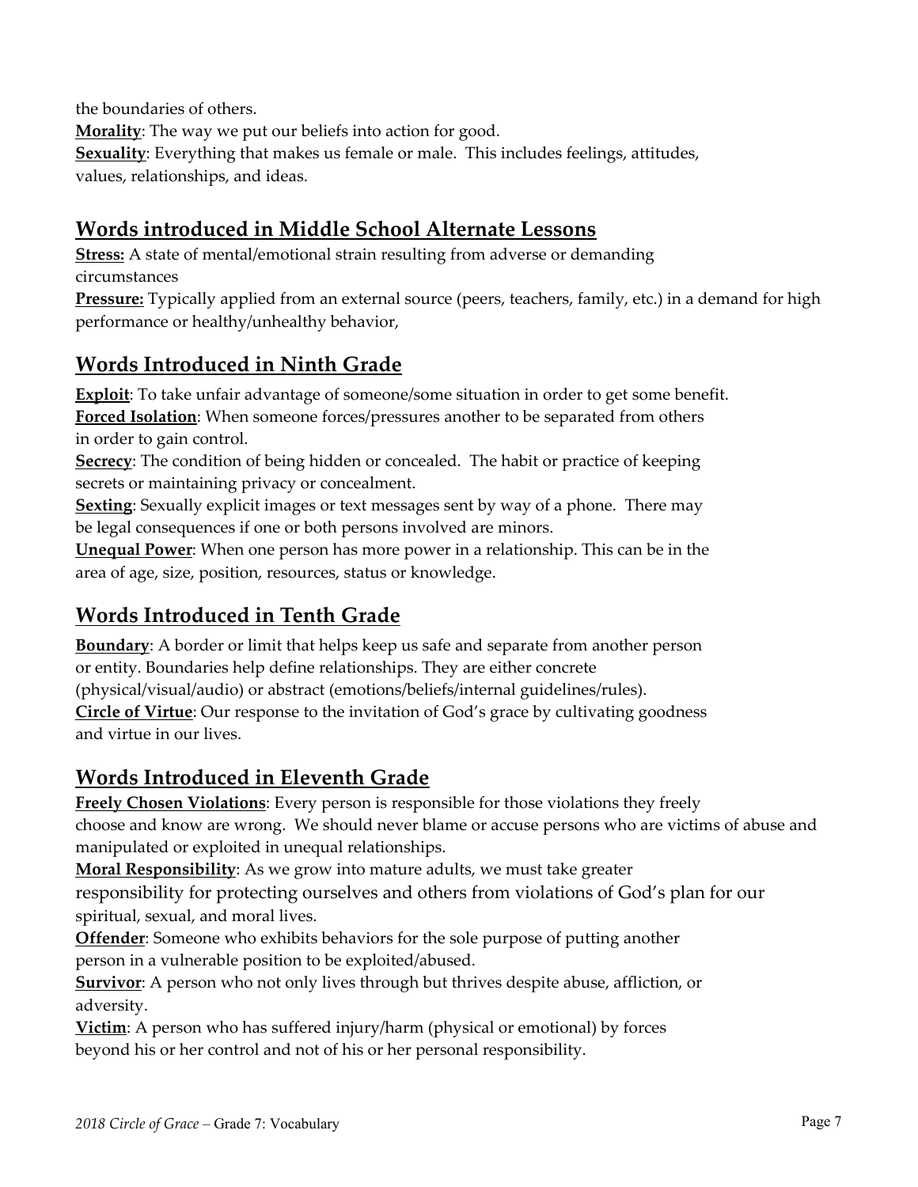the boundaries of others.

**Morality**: The way we put our beliefs into action for good.

**Sexuality**: Everything that makes us female or male. This includes feelings, attitudes, values, relationships, and ideas.

## Words introduced in Middle School Alternate Lessons

**Stress:** A state of mental/emotional strain resulting from adverse or demanding circumstances

**Pressure:** Typically applied from an external source (peers, teachers, family, etc.) in a demand for high performance or healthy/unhealthy behavior,

## Words Introduced in Ninth Grade

**Exploit**: To take unfair advantage of someone/some situation in order to get some benefit.

**Forced Isolation**: When someone forces/pressures another to be separated from others in order to gain control.

**Secrecy**: The condition of being hidden or concealed. The habit or practice of keeping secrets or maintaining privacy or concealment.

**Sexting**: Sexually explicit images or text messages sent by way of a phone. There may be legal consequences if one or both persons involved are minors.

**Unequal Power**: When one person has more power in a relationship. This can be in the area of age, size, position, resources, status or knowledge.

## Words Introduced in Tenth Grade

**Boundary**: A border or limit that helps keep us safe and separate from another person or entity. Boundaries help define relationships. They are either concrete (physical/visual/audio) or abstract (emotions/beliefs/internal guidelines/rules).

**Circle of Virtue**: Our response to the invitation of God's grace by cultivating goodness and virtue in our lives.

## Words Introduced in Eleventh Grade

**Freely Chosen Violations**: Every person is responsible for those violations they freely choose and know are wrong. We should never blame or accuse persons who are victims of abuse and manipulated or exploited in unequal relationships.

**Moral Responsibility**: As we grow into mature adults, we must take greater responsibility for protecting ourselves and others from violations of God's plan for our spiritual, sexual, and moral lives.

**Offender**: Someone who exhibits behaviors for the sole purpose of putting another person in a vulnerable position to be exploited/abused.

**Survivor**: A person who not only lives through but thrives despite abuse, affliction, or adversity.

**Victim**: A person who has suffered injury/harm (physical or emotional) by forces beyond his or her control and not of his or her personal responsibility.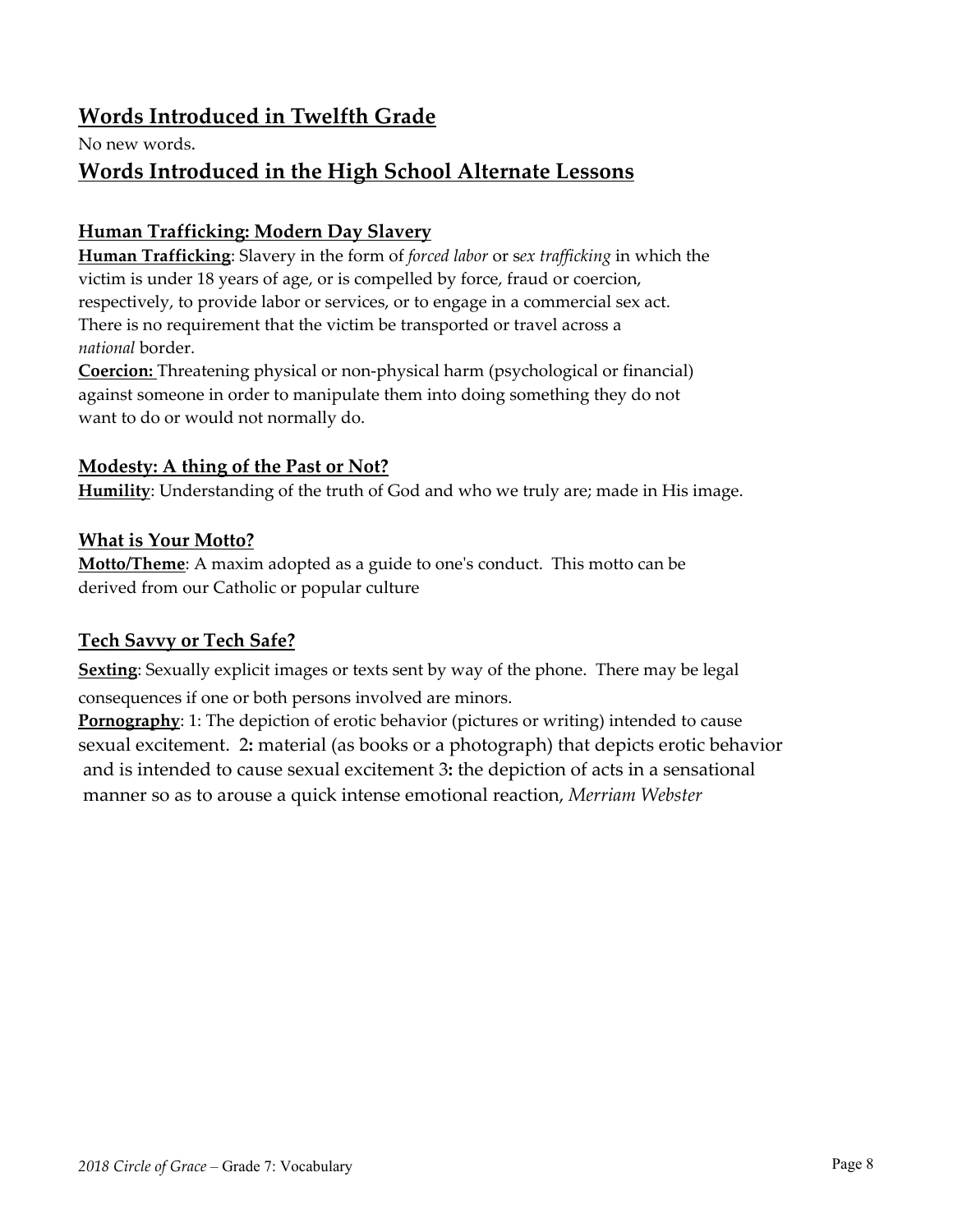## Words Introduced in Twelfth Grade

No new words.

## Words Introduced in the High School Alternate Lessons

### Human Trafficking: Modern Day Slavery

**Human Trafficking**: Slavery in the form of *forced labor* or s*ex trafficking* in which the victim is under 18 years of age, or is compelled by force, fraud or coercion, respectively, to provide labor or services, or to engage in a commercial sex act. There is no requirement that the victim be transported or travel across a *national* border.

**Coercion:** Threatening physical or non-physical harm (psychological or financial) against someone in order to manipulate them into doing something they do not want to do or would not normally do.

### Modesty: A thing of the Past or Not?

**Humility**: Understanding of the truth of God and who we truly are; made in His image.

### What is Your Motto?

**Motto/Theme**: A maxim adopted as a guide to one's conduct. This motto can be derived from our Catholic or popular culture

### Tech Savvy or Tech Safe?

**Sexting**: Sexually explicit images or texts sent by way of the phone. There may be legal consequences if one or both persons involved are minors.

**Pornography**: 1: The depiction of erotic behavior (pictures or writing) intended to cause sexual excitement. 2**:** material (as books or a photograph) that depicts erotic behavior and is intended to cause sexual excitement 3**:** the depiction of acts in a sensational manner so as to arouse a quick intense emotional reaction, *Merriam Webster*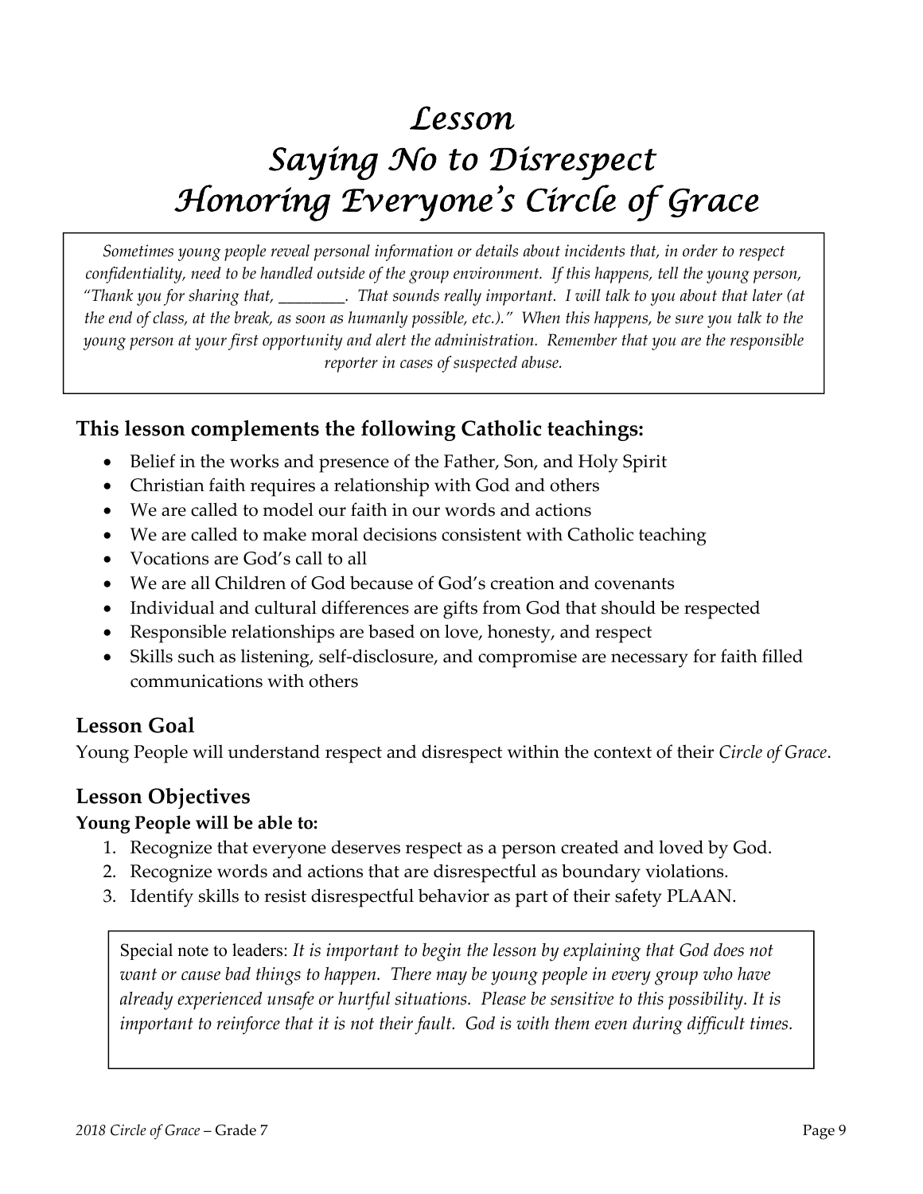# Lesson
# Saying No to Disrespect
# Honoring Everyone's Circle of Grace

*Sometimes young people reveal personal information or details about incidents that, in order to respect confidentiality, need to be handled outside of the group environment. If this happens, tell the young person, "Thank you for sharing that, ________. That sounds really important. I will talk to you about that later (at the end of class, at the break, as soon as humanly possible, etc.)." When this happens, be sure you talk to the young person at your first opportunity and alert the administration. Remember that you are the responsible reporter in cases of suspected abuse.*

## This lesson complements the following Catholic teachings:

- Belief in the works and presence of the Father, Son, and Holy Spirit
- Christian faith requires a relationship with God and others
- We are called to model our faith in our words and actions
- We are called to make moral decisions consistent with Catholic teaching
- Vocations are God's call to all
- We are all Children of God because of God's creation and covenants
- Individual and cultural differences are gifts from God that should be respected
- Responsible relationships are based on love, honesty, and respect
- Skills such as listening, self-disclosure, and compromise are necessary for faith filled communications with others

## Lesson Goal

Young People will understand respect and disrespect within the context of their *Circle of Grace*.

## Lesson Objectives

**Young People will be able to:**

1. Recognize that everyone deserves respect as a person created and loved by God.
2. Recognize words and actions that are disrespectful as boundary violations.
3. Identify skills to resist disrespectful behavior as part of their safety PLAAN.

Special note to leaders: *It is important to begin the lesson by explaining that God does not want or cause bad things to happen. There may be young people in every group who have already experienced unsafe or hurtful situations. Please be sensitive to this possibility. It is important to reinforce that it is not their fault. God is with them even during difficult times.*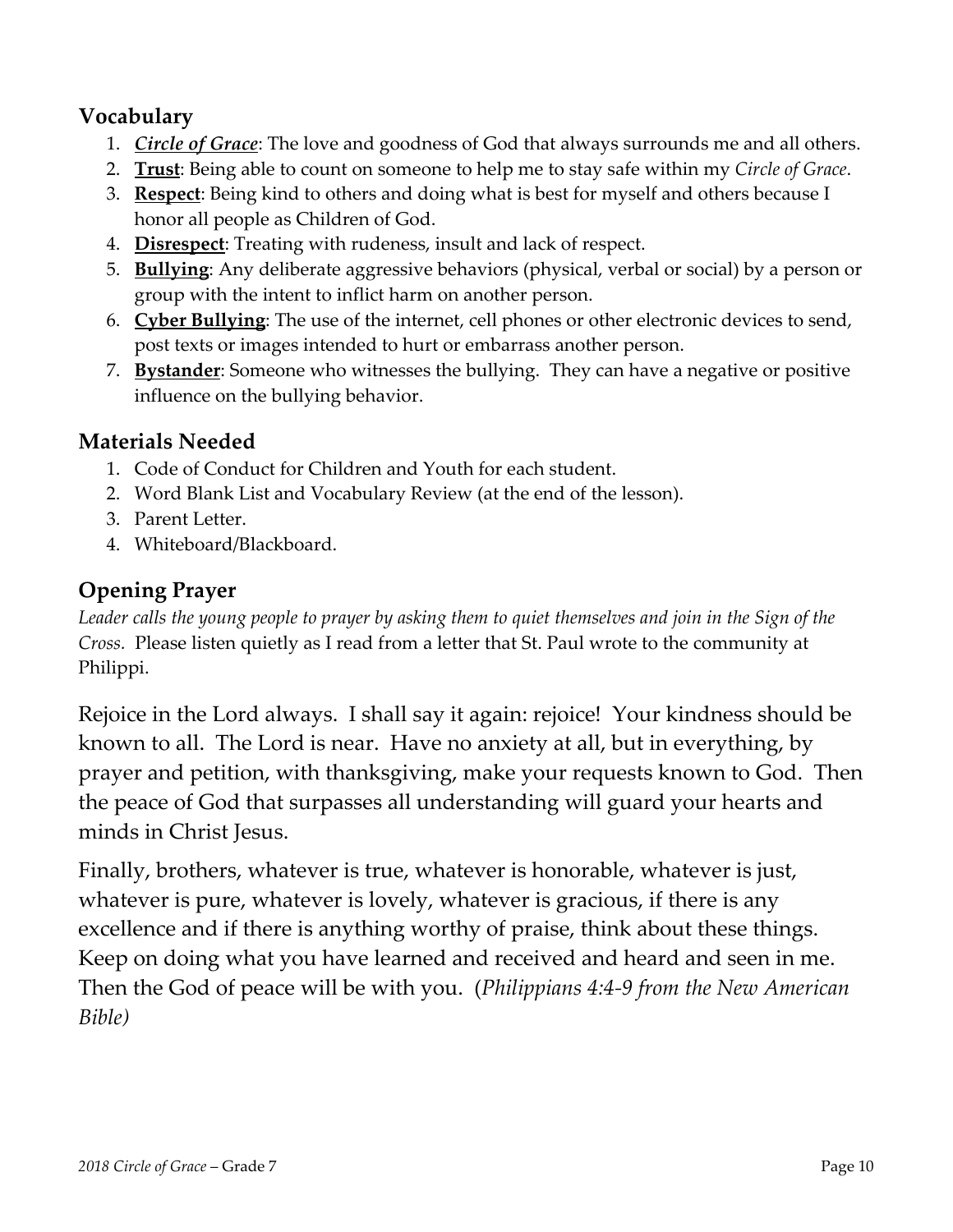## Vocabulary

1. ***Circle of Grace***: The love and goodness of God that always surrounds me and all others.
2. **Trust**: Being able to count on someone to help me to stay safe within my *Circle of Grace*.
3. **Respect**: Being kind to others and doing what is best for myself and others because I honor all people as Children of God.
4. **Disrespect**: Treating with rudeness, insult and lack of respect.
5. **Bullying**: Any deliberate aggressive behaviors (physical, verbal or social) by a person or group with the intent to inflict harm on another person.
6. **Cyber Bullying**: The use of the internet, cell phones or other electronic devices to send, post texts or images intended to hurt or embarrass another person.
7. **Bystander**: Someone who witnesses the bullying. They can have a negative or positive influence on the bullying behavior.

## Materials Needed

1. Code of Conduct for Children and Youth for each student.
2. Word Blank List and Vocabulary Review (at the end of the lesson).
3. Parent Letter.
4. Whiteboard/Blackboard.

## Opening Prayer

*Leader calls the young people to prayer by asking them to quiet themselves and join in the Sign of the Cross.* Please listen quietly as I read from a letter that St. Paul wrote to the community at Philippi.

Rejoice in the Lord always. I shall say it again: rejoice! Your kindness should be known to all. The Lord is near. Have no anxiety at all, but in everything, by prayer and petition, with thanksgiving, make your requests known to God. Then the peace of God that surpasses all understanding will guard your hearts and minds in Christ Jesus.

Finally, brothers, whatever is true, whatever is honorable, whatever is just, whatever is pure, whatever is lovely, whatever is gracious, if there is any excellence and if there is anything worthy of praise, think about these things. Keep on doing what you have learned and received and heard and seen in me. Then the God of peace will be with you. (*Philippians 4:4-9 from the New American Bible)*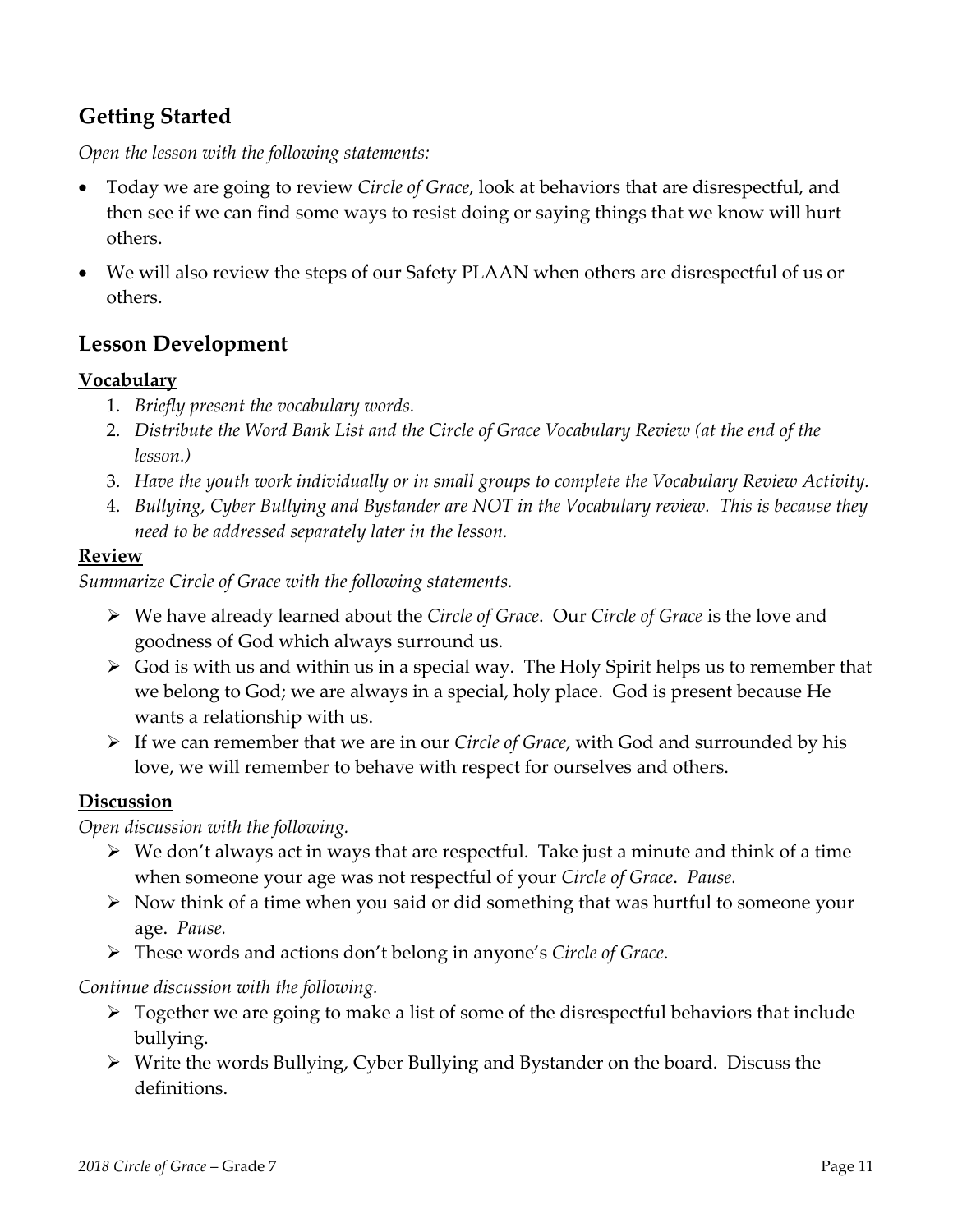## Getting Started

*Open the lesson with the following statements:*

- Today we are going to review *Circle of Grace*, look at behaviors that are disrespectful, and then see if we can find some ways to resist doing or saying things that we know will hurt others.
- We will also review the steps of our Safety PLAAN when others are disrespectful of us or others.

## Lesson Development

**Vocabulary**

1. *Briefly present the vocabulary words.*
2. *Distribute the Word Bank List and the Circle of Grace Vocabulary Review (at the end of the lesson.)*
3. *Have the youth work individually or in small groups to complete the Vocabulary Review Activity.*
4. *Bullying, Cyber Bullying and Bystander are NOT in the Vocabulary review. This is because they need to be addressed separately later in the lesson.*

**Review**

*Summarize Circle of Grace with the following statements.*

- We have already learned about the *Circle of Grace*. Our *Circle of Grace* is the love and goodness of God which always surround us.
- God is with us and within us in a special way. The Holy Spirit helps us to remember that we belong to God; we are always in a special, holy place. God is present because He wants a relationship with us.
- If we can remember that we are in our *Circle of Grace*, with God and surrounded by his love, we will remember to behave with respect for ourselves and others.

**Discussion**

*Open discussion with the following.*

- We don't always act in ways that are respectful. Take just a minute and think of a time when someone your age was not respectful of your *Circle of Grace*. *Pause.*
- Now think of a time when you said or did something that was hurtful to someone your age. *Pause.*
- These words and actions don't belong in anyone's *Circle of Grace*.

*Continue discussion with the following.*

- Together we are going to make a list of some of the disrespectful behaviors that include bullying.
- Write the words Bullying, Cyber Bullying and Bystander on the board. Discuss the definitions.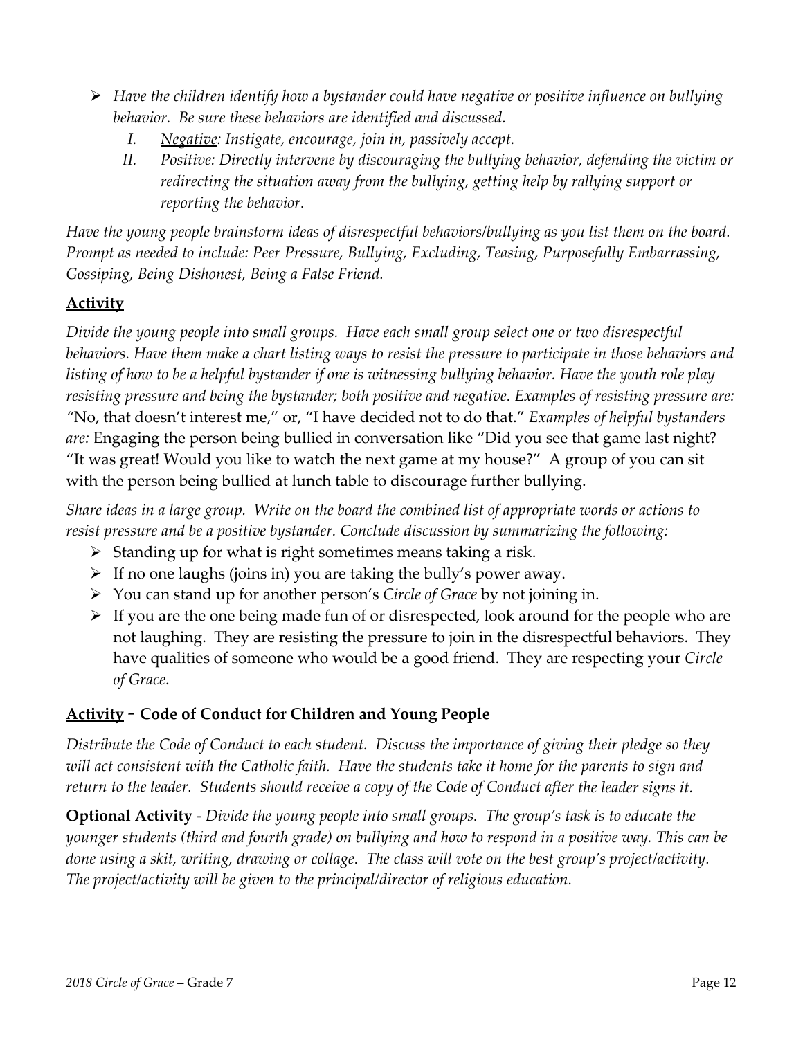- *Have the children identify how a bystander could have negative or positive influence on bullying behavior. Be sure these behaviors are identified and discussed.*
    - I. *<u>Negative</u>: Instigate, encourage, join in, passively accept.*
    - II. *<u>Positive</u>: Directly intervene by discouraging the bullying behavior, defending the victim or redirecting the situation away from the bullying, getting help by rallying support or reporting the behavior.*

*Have the young people brainstorm ideas of disrespectful behaviors/bullying as you list them on the board. Prompt as needed to include: Peer Pressure, Bullying, Excluding, Teasing, Purposefully Embarrassing, Gossiping, Being Dishonest, Being a False Friend.*

## <u>Activity</u>

*Divide the young people into small groups. Have each small group select one or two disrespectful behaviors. Have them make a chart listing ways to resist the pressure to participate in those behaviors and listing of how to be a helpful bystander if one is witnessing bullying behavior. Have the youth role play resisting pressure and being the bystander; both positive and negative. Examples of resisting pressure are: "*No, that doesn't interest me," or, "I have decided not to do that." *Examples of helpful bystanders are:* Engaging the person being bullied in conversation like "Did you see that game last night? "It was great! Would you like to watch the next game at my house?" A group of you can sit with the person being bullied at lunch table to discourage further bullying.

*Share ideas in a large group. Write on the board the combined list of appropriate words or actions to resist pressure and be a positive bystander. Conclude discussion by summarizing the following:*

- Standing up for what is right sometimes means taking a risk.
- If no one laughs (joins in) you are taking the bully's power away.
- You can stand up for another person's *Circle of Grace* by not joining in.
- If you are the one being made fun of or disrespected, look around for the people who are not laughing. They are resisting the pressure to join in the disrespectful behaviors. They have qualities of someone who would be a good friend. They are respecting your *Circle of Grace*.

## <u>Activity</u> - Code of Conduct for Children and Young People

*Distribute the Code of Conduct to each student. Discuss the importance of giving their pledge so they will act consistent with the Catholic faith. Have the students take it home for the parents to sign and return to the leader. Students should receive a copy of the Code of Conduct after the leader signs it.*

**<u>Optional Activity</u>** - *Divide the young people into small groups. The group's task is to educate the younger students (third and fourth grade) on bullying and how to respond in a positive way. This can be done using a skit, writing, drawing or collage. The class will vote on the best group's project/activity. The project/activity will be given to the principal/director of religious education.*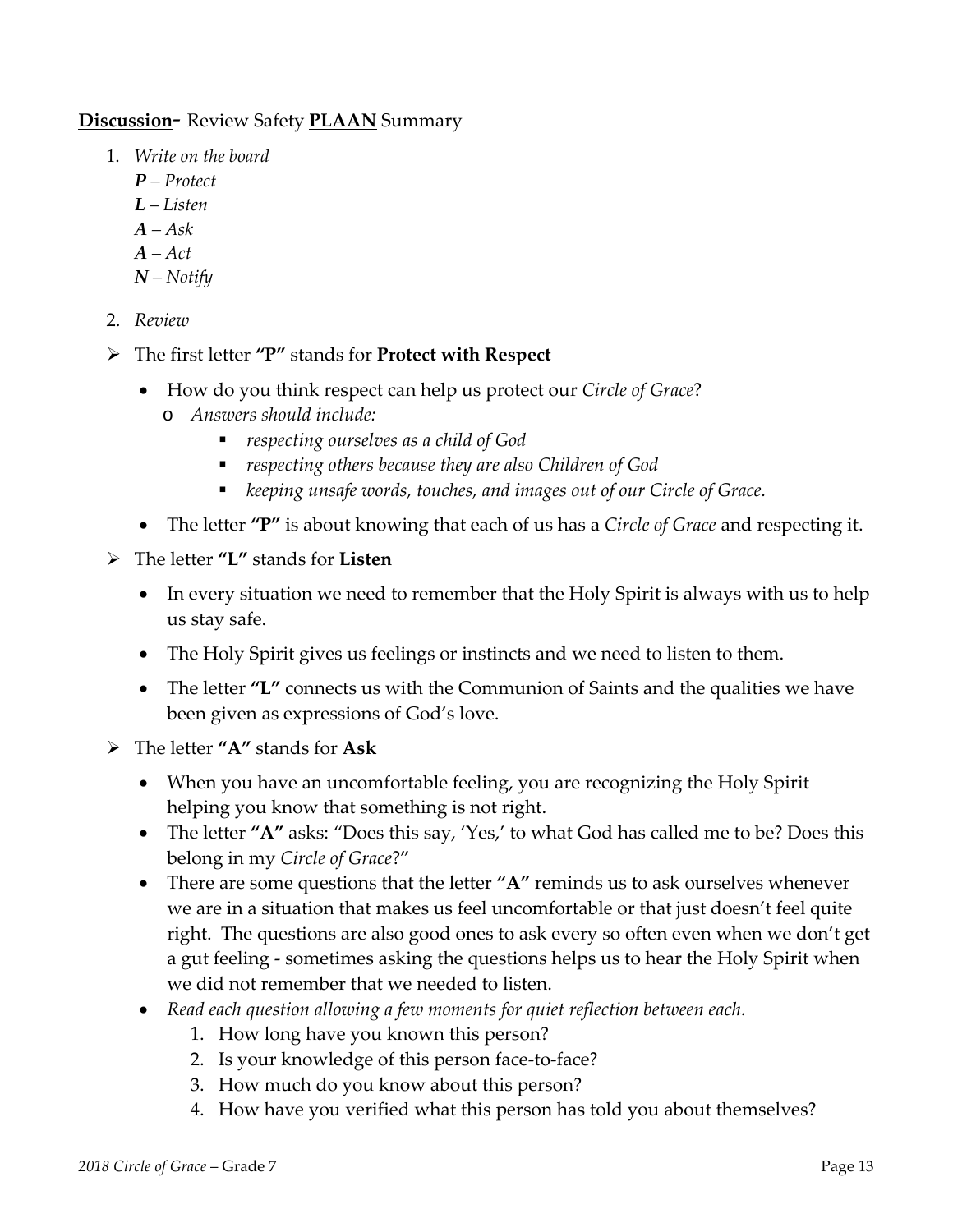**<u>Discussion</u>**- Review Safety **<u>PLAAN</u>** Summary

1. *Write on the board*
   ***P** – Protect*
   ***L** – Listen*
   ***A** – Ask*
   ***A** – Act*
   ***N** – Notify*
2. *Review*

- The first letter **"P"** stands for **Protect with Respect**
  - How do you think respect can help us protect our *Circle of Grace*?
    - *Answers should include:*
      - *respecting ourselves as a child of God*
      - *respecting others because they are also Children of God*
      - *keeping unsafe words, touches, and images out of our Circle of Grace.*
  - The letter **"P"** is about knowing that each of us has a *Circle of Grace* and respecting it.
- The letter **"L"** stands for **Listen**
  - In every situation we need to remember that the Holy Spirit is always with us to help us stay safe.
  - The Holy Spirit gives us feelings or instincts and we need to listen to them.
  - The letter **"L"** connects us with the Communion of Saints and the qualities we have been given as expressions of God's love.
- The letter **"A"** stands for **Ask**
  - When you have an uncomfortable feeling, you are recognizing the Holy Spirit helping you know that something is not right.
  - The letter **"A"** asks: "Does this say, 'Yes,' to what God has called me to be? Does this belong in my *Circle of Grace*?"
  - There are some questions that the letter **"A"** reminds us to ask ourselves whenever we are in a situation that makes us feel uncomfortable or that just doesn't feel quite right. The questions are also good ones to ask every so often even when we don't get a gut feeling - sometimes asking the questions helps us to hear the Holy Spirit when we did not remember that we needed to listen.
  - *Read each question allowing a few moments for quiet reflection between each.*
    1. How long have you known this person?
    2. Is your knowledge of this person face-to-face?
    3. How much do you know about this person?
    4. How have you verified what this person has told you about themselves?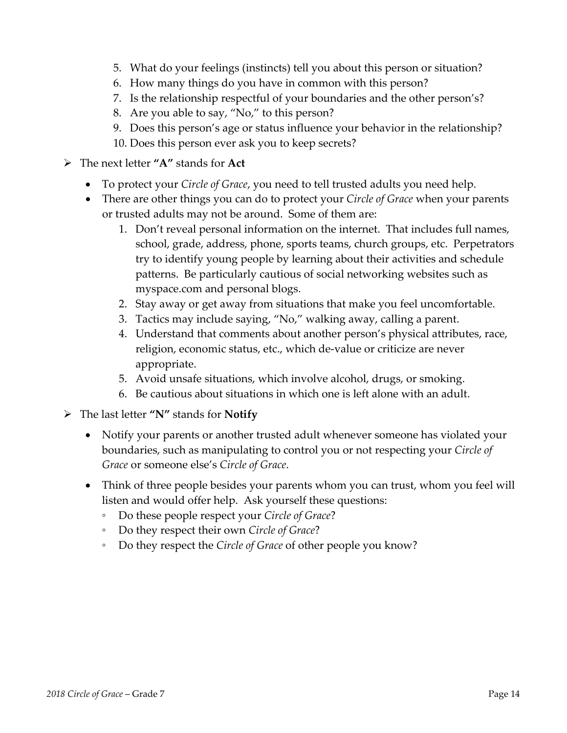5. What do your feelings (instincts) tell you about this person or situation?
6. How many things do you have in common with this person?
7. Is the relationship respectful of your boundaries and the other person's?
8. Are you able to say, "No," to this person?
9. Does this person's age or status influence your behavior in the relationship?
10. Does this person ever ask you to keep secrets?

- The next letter **"A"** stands for **Act**
    - To protect your *Circle of Grace*, you need to tell trusted adults you need help.
    - There are other things you can do to protect your *Circle of Grace* when your parents or trusted adults may not be around. Some of them are:
        1. Don't reveal personal information on the internet. That includes full names, school, grade, address, phone, sports teams, church groups, etc. Perpetrators try to identify young people by learning about their activities and schedule patterns. Be particularly cautious of social networking websites such as myspace.com and personal blogs.
        2. Stay away or get away from situations that make you feel uncomfortable.
        3. Tactics may include saying, "No," walking away, calling a parent.
        4. Understand that comments about another person's physical attributes, race, religion, economic status, etc., which de-value or criticize are never appropriate.
        5. Avoid unsafe situations, which involve alcohol, drugs, or smoking.
        6. Be cautious about situations in which one is left alone with an adult.
- The last letter **"N"** stands for **Notify**
    - Notify your parents or another trusted adult whenever someone has violated your boundaries, such as manipulating to control you or not respecting your *Circle of Grace* or someone else's *Circle of Grace*.
    - Think of three people besides your parents whom you can trust, whom you feel will listen and would offer help. Ask yourself these questions:
        - Do these people respect your *Circle of Grace*?
        - Do they respect their own *Circle of Grace*?
        - Do they respect the *Circle of Grace* of other people you know?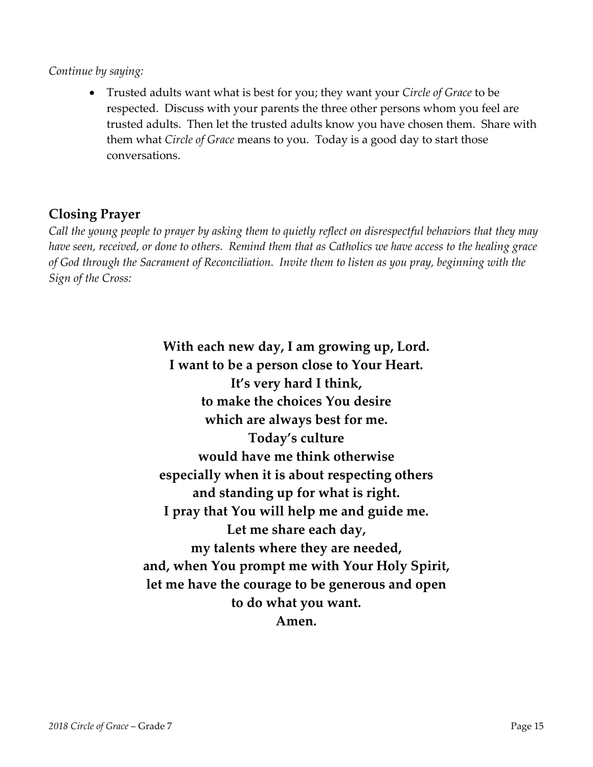*Continue by saying:*

- Trusted adults want what is best for you; they want your *Circle of Grace* to be respected. Discuss with your parents the three other persons whom you feel are trusted adults. Then let the trusted adults know you have chosen them. Share with them what *Circle of Grace* means to you. Today is a good day to start those conversations.

## Closing Prayer

*Call the young people to prayer by asking them to quietly reflect on disrespectful behaviors that they may have seen, received, or done to others. Remind them that as Catholics we have access to the healing grace of God through the Sacrament of Reconciliation. Invite them to listen as you pray, beginning with the Sign of the Cross:*

**With each new day, I am growing up, Lord.**
**I want to be a person close to Your Heart.**
**It's very hard I think,**
**to make the choices You desire**
**which are always best for me.**
**Today's culture**
**would have me think otherwise**
**especially when it is about respecting others**
**and standing up for what is right.**
**I pray that You will help me and guide me.**
**Let me share each day,**
**my talents where they are needed,**
**and, when You prompt me with Your Holy Spirit,**
**let me have the courage to be generous and open**
**to do what you want.**
**Amen.**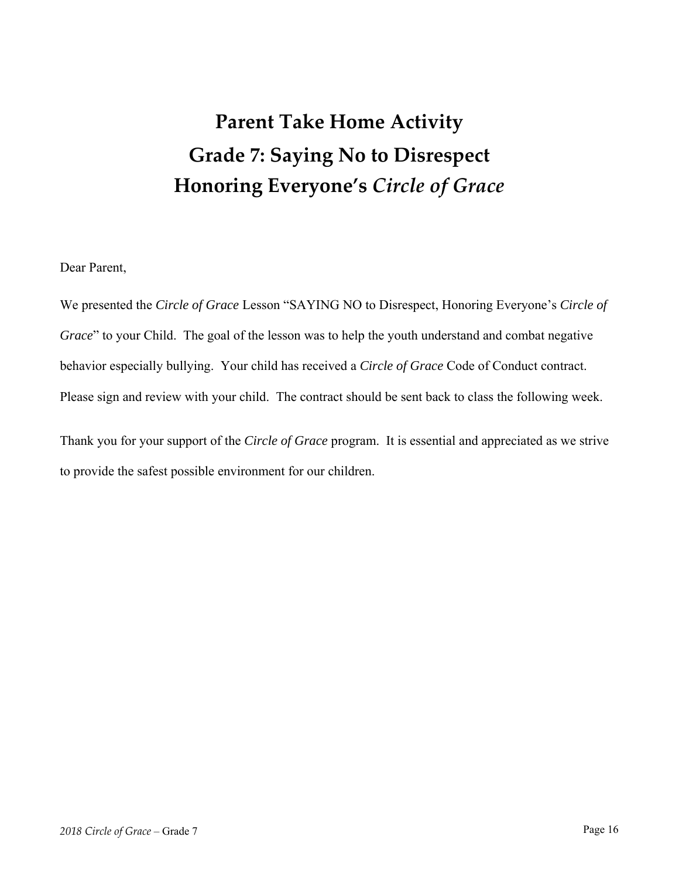# Parent Take Home Activity
# Grade 7: Saying No to Disrespect
# Honoring Everyone's *Circle of Grace*

Dear Parent,

We presented the *Circle of Grace* Lesson "SAYING NO to Disrespect, Honoring Everyone's *Circle of Grace*" to your Child. The goal of the lesson was to help the youth understand and combat negative behavior especially bullying. Your child has received a *Circle of Grace* Code of Conduct contract. Please sign and review with your child. The contract should be sent back to class the following week.

Thank you for your support of the *Circle of Grace* program. It is essential and appreciated as we strive to provide the safest possible environment for our children.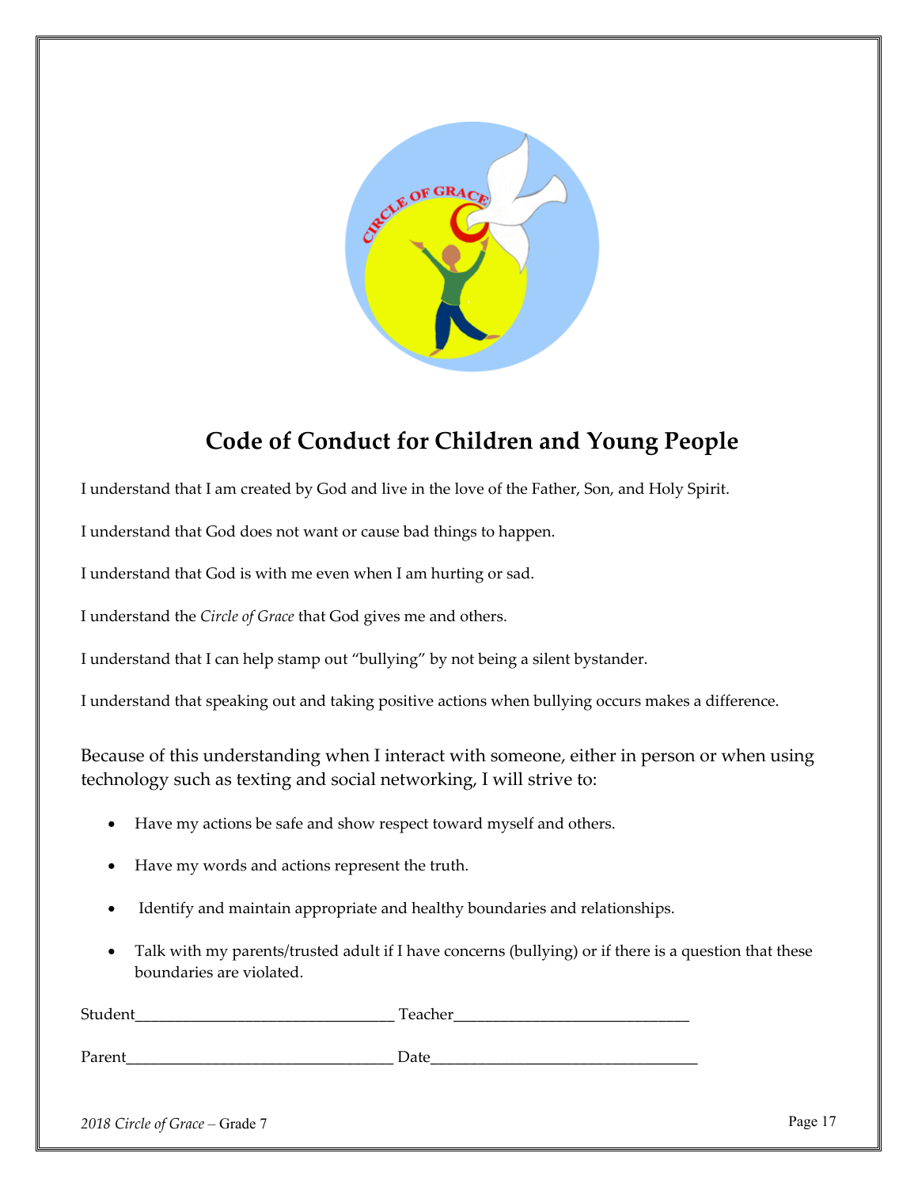# Code of Conduct for Children and Young People

I understand that I am created by God and live in the love of the Father, Son, and Holy Spirit.

I understand that God does not want or cause bad things to happen.

I understand that God is with me even when I am hurting or sad.

I understand the *Circle of Grace* that God gives me and others.

I understand that I can help stamp out "bullying" by not being a silent bystander.

I understand that speaking out and taking positive actions when bullying occurs makes a difference.

Because of this understanding when I interact with someone, either in person or when using technology such as texting and social networking, I will strive to:

- Have my actions be safe and show respect toward myself and others.
- Have my words and actions represent the truth.
- Identify and maintain appropriate and healthy boundaries and relationships.
- Talk with my parents/trusted adult if I have concerns (bullying) or if there is a question that these boundaries are violated.

Student_______________________________ Teacher____________________________

Parent________________________________ Date_________________________________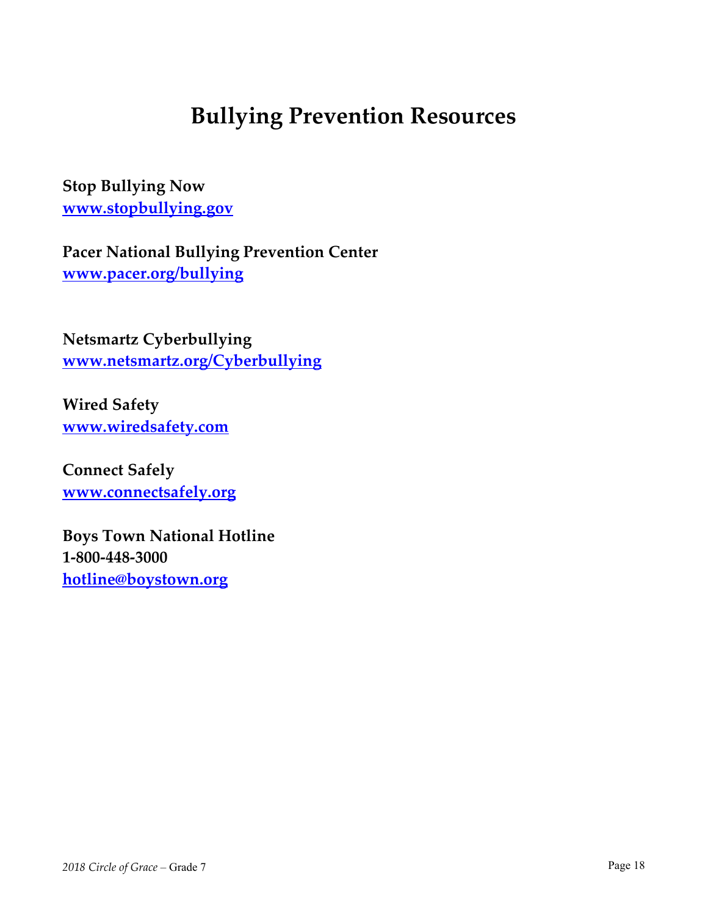# Bullying Prevention Resources

**Stop Bullying Now**
**www.stopbullying.gov**

**Pacer National Bullying Prevention Center**
**www.pacer.org/bullying**

**Netsmartz Cyberbullying**
**www.netsmartz.org/Cyberbullying**

**Wired Safety**
**www.wiredsafety.com**

**Connect Safely**
**www.connectsafely.org**

**Boys Town National Hotline**
**1-800-448-3000**
**hotline@boystown.org**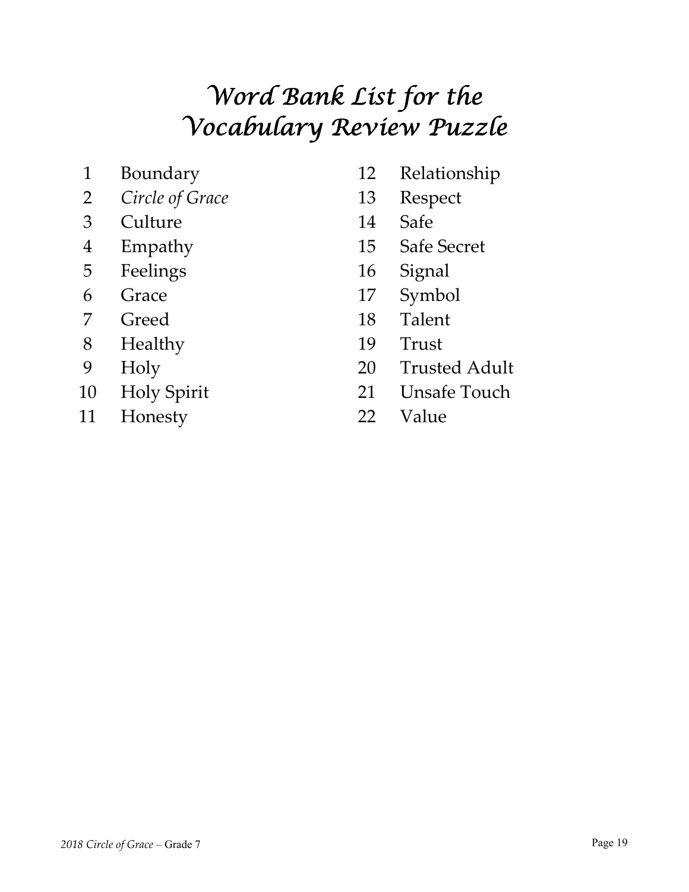# *Word Bank List for the Vocabulary Review Puzzle*

1. Boundary
2. *Circle of Grace*
3. Culture
4. Empathy
5. Feelings
6. Grace
7. Greed
8. Healthy
9. Holy
10. Holy Spirit
11. Honesty
12. Relationship
13. Respect
14. Safe
15. Safe Secret
16. Signal
17. Symbol
18. Talent
19. Trust
20. Trusted Adult
21. Unsafe Touch
22. Value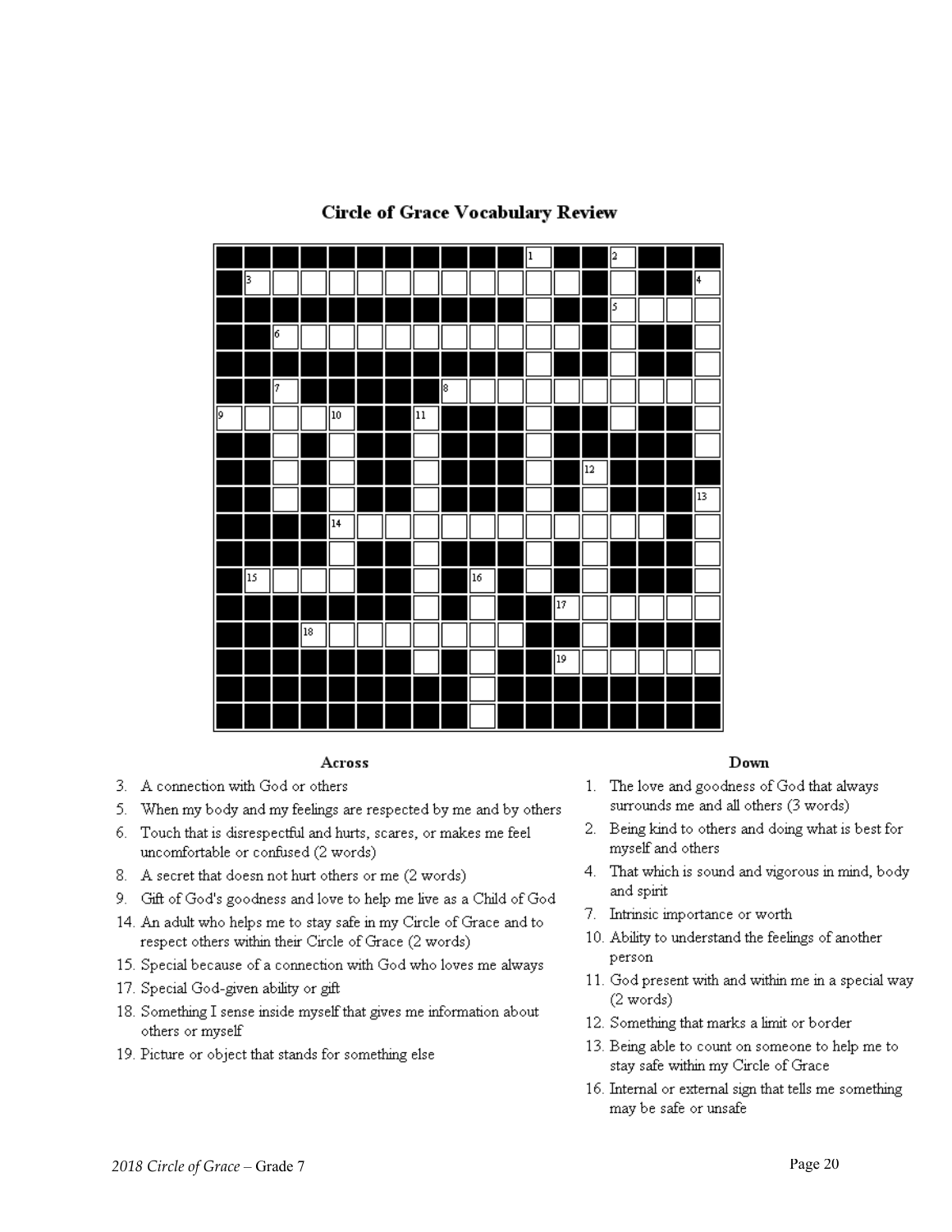# Circle of Grace Vocabulary Review

## Across

3. A connection with God or others
5. When my body and my feelings are respected by me and by others
6. Touch that is disrespectful and hurts, scares, or makes me feel uncomfortable or confused (2 words)
8. A secret that doesn not hurt others or me (2 words)
9. Gift of God's goodness and love to help me live as a Child of God
14. An adult who helps me to stay safe in my Circle of Grace and to respect others within their Circle of Grace (2 words)
15. Special because of a connection with God who loves me always
17. Special God-given ability or gift
18. Something I sense inside myself that gives me information about others or myself
19. Picture or object that stands for something else

## Down

1. The love and goodness of God that always surrounds me and all others (3 words)
2. Being kind to others and doing what is best for myself and others
4. That which is sound and vigorous in mind, body and spirit
7. Intrinsic importance or worth
10. Ability to understand the feelings of another person
11. God present with and within me in a special way (2 words)
12. Something that marks a limit or border
13. Being able to count on someone to help me to stay safe within my Circle of Grace
16. Internal or external sign that tells me something may be safe or unsafe

*2018 Circle of Grace* – Grade 7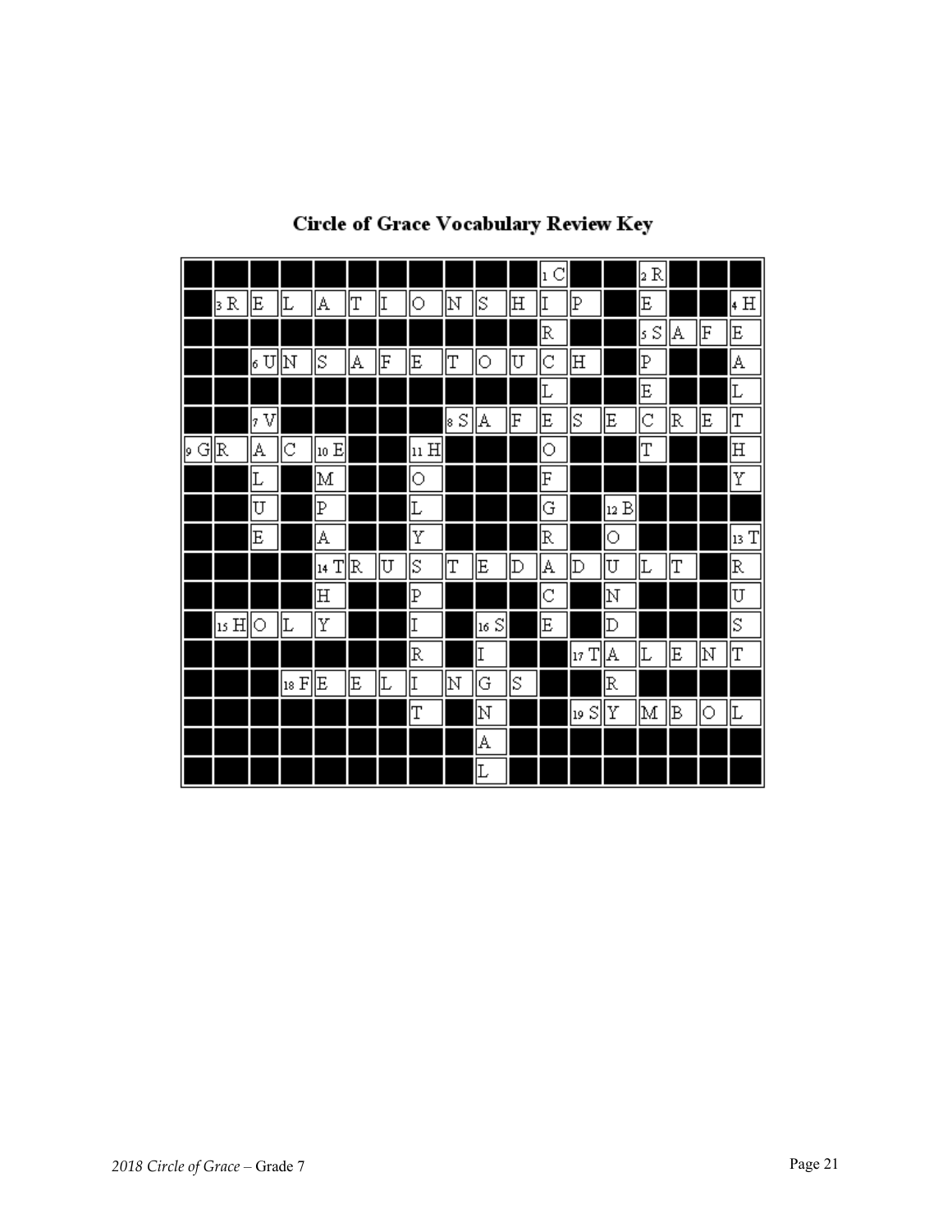# Circle of Grace Vocabulary Review Key

| | | | | | | | | | | | | | | | | | |
|---|---|---|---|---|---|---|---|---|---|---|---|---|---|---|---|---|---|
| | | | | | | | | | | | 1 C | | | 2 R | | | |
| | 3 R | E | L | A | T | I | O | N | S | H | I | P | | E | | | 4 H |
| | | | | | | | | | | | R | | | 5 S | A | F | E |
| | | 6 U | N | S | A | F | E | T | O | U | C | H | | P | | | A |
| | | | | | | | | | | | L | | | E | | | L |
| | | 7 V | | | | | | 8 S | A | F | E | S | E | C | R | E | T |
| 9 G | R | A | C | 10 E | | | 11 H | | | | O | | | T | | | H |
| | | L | | M | | | O | | | | F | | | | | | Y |
| | | U | | P | | | L | | | | G | | 12 B | | | | |
| | | E | | A | | | Y | | | | R | | O | | | | 13 T |
| | | | | 14 T | R | U | S | T | E | D | A | D | U | L | T | | R |
| | | | | H | | | P | | | | C | | N | | | | U |
| | 15 H | O | L | Y | | | I | | 16 S | | E | | D | | | | S |
| | | | | | | | R | | I | | | 17 T | A | L | E | N | T |
| | | | 18 F | E | E | L | I | N | G | S | | | R | | | | |
| | | | | | | | T | | N | | | 19 S | Y | M | B | O | L |
| | | | | | | | | | A | | | | | | | | |
| | | | | | | | | | L | | | | | | | | |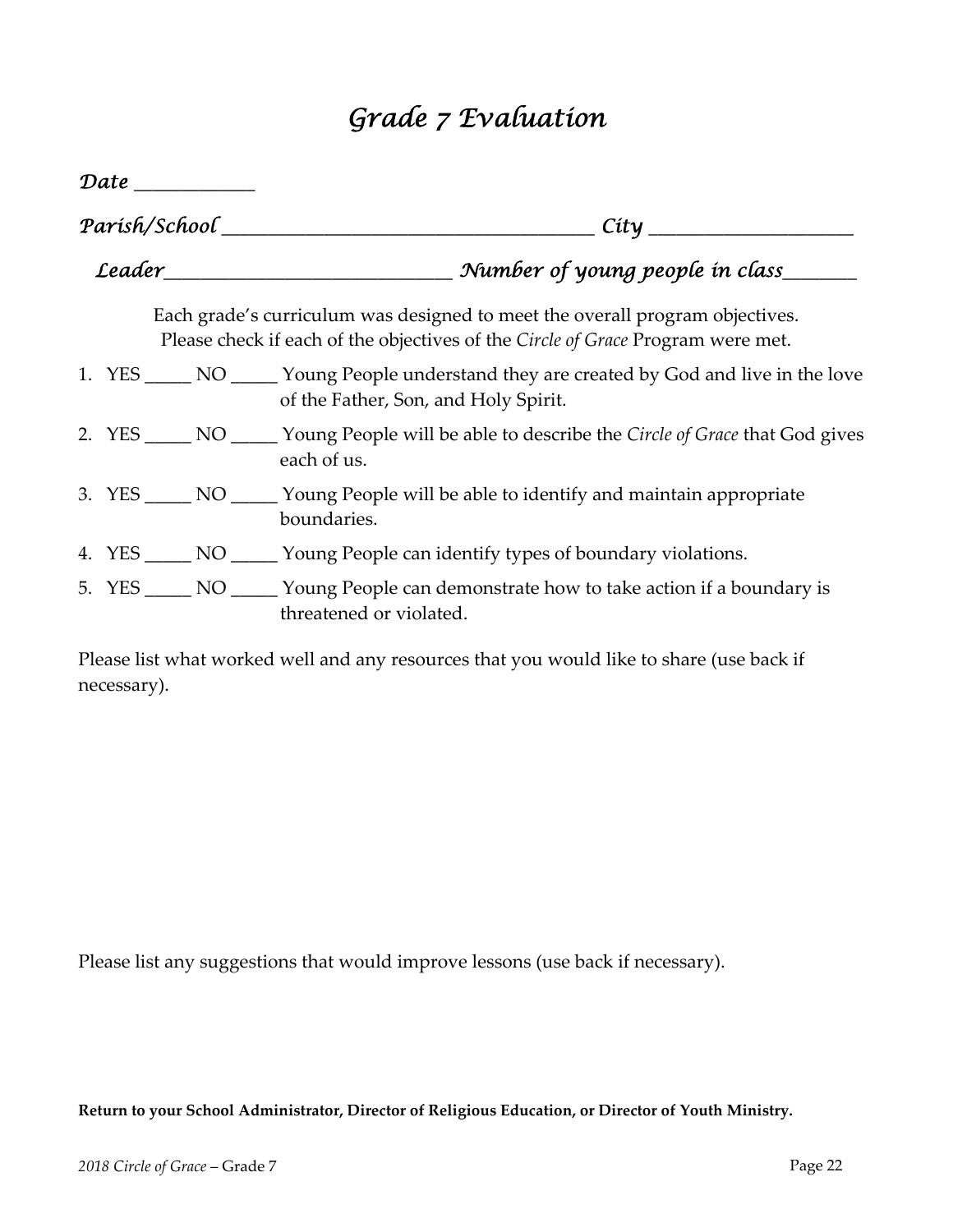# *Grade 7 Evaluation*

*Date* ____________

*Parish/School* _______________________________________ *City* ____________________

*Leader*_____________________________ *Number of young people in class*_______

Each grade's curriculum was designed to meet the overall program objectives.
Please check if each of the objectives of the *Circle of Grace* Program were met.

1. YES _____ NO _____ Young People understand they are created by God and live in the love of the Father, Son, and Holy Spirit.
2. YES _____ NO _____ Young People will be able to describe the *Circle of Grace* that God gives each of us.
3. YES _____ NO _____ Young People will be able to identify and maintain appropriate boundaries.
4. YES _____ NO _____ Young People can identify types of boundary violations.
5. YES _____ NO _____ Young People can demonstrate how to take action if a boundary is threatened or violated.

Please list what worked well and any resources that you would like to share (use back if necessary).

Please list any suggestions that would improve lessons (use back if necessary).

**Return to your School Administrator, Director of Religious Education, or Director of Youth Ministry.**

*2018 Circle of Grace* – Grade 7